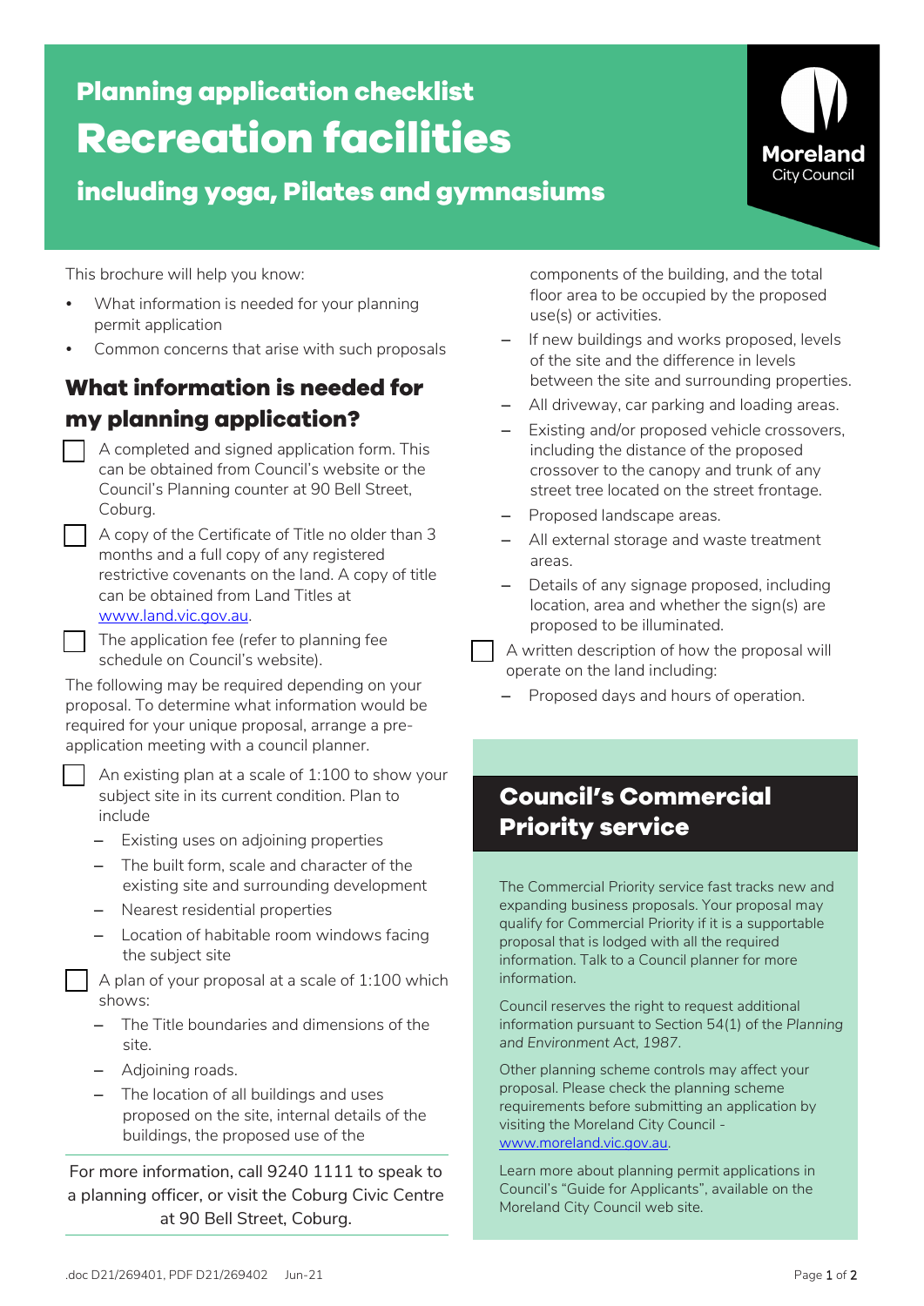# Planning application checklist

# Recreation facilities

## including yoga, Pilates and gymnasiums

Moreland City Council

This brochure will help you know:

- What information is needed for your planning permit application
- Common concerns that arise with such proposals

## What information is needed for my planning application?

- [ ] A completed and signed application form. This can be obtained from Council's website or the Council's Planning counter at 90 Bell Street, Coburg.
- [ ] A copy of the Certificate of Title no older than 3 months and a full copy of any registered restrictive covenants on the land. A copy of title can be obtained from Land Titles at www.land.vic.gov.au.
- [ ] The application fee (refer to planning fee schedule on Council's website).

The following may be required depending on your proposal. To determine what information would be required for your unique proposal, arrange a pre-application meeting with a council planner.

- [ ] An existing plan at a scale of 1:100 to show your subject site in its current condition. Plan to include
  - Existing uses on adjoining properties
  - The built form, scale and character of the existing site and surrounding development
  - Nearest residential properties
  - Location of habitable room windows facing the subject site
- [ ] A plan of your proposal at a scale of 1:100 which shows:
  - The Title boundaries and dimensions of the site.
  - Adjoining roads.
  - The location of all buildings and uses proposed on the site, internal details of the buildings, the proposed use of the components of the building, and the total floor area to be occupied by the proposed use(s) or activities.
  - If new buildings and works proposed, levels of the site and the difference in levels between the site and surrounding properties.
  - All driveway, car parking and loading areas.
  - Existing and/or proposed vehicle crossovers, including the distance of the proposed crossover to the canopy and trunk of any street tree located on the street frontage.
  - Proposed landscape areas.
  - All external storage and waste treatment areas.
  - Details of any signage proposed, including location, area and whether the sign(s) are proposed to be illuminated.
- [ ] A written description of how the proposal will operate on the land including:
  - Proposed days and hours of operation.

For more information, call 9240 1111 to speak to a planning officer, or visit the Coburg Civic Centre at 90 Bell Street, Coburg.

## Council's Commercial Priority service

The Commercial Priority service fast tracks new and expanding business proposals. Your proposal may qualify for Commercial Priority if it is a supportable proposal that is lodged with all the required information. Talk to a Council planner for more information.

Council reserves the right to request additional information pursuant to Section 54(1) of the *Planning and Environment Act, 1987*.

Other planning scheme controls may affect your proposal. Please check the planning scheme requirements before submitting an application by visiting the Moreland City Council - www.moreland.vic.gov.au.

Learn more about planning permit applications in Council's "Guide for Applicants", available on the Moreland City Council web site.

.doc D21/269401, PDF D21/269402 Jun-21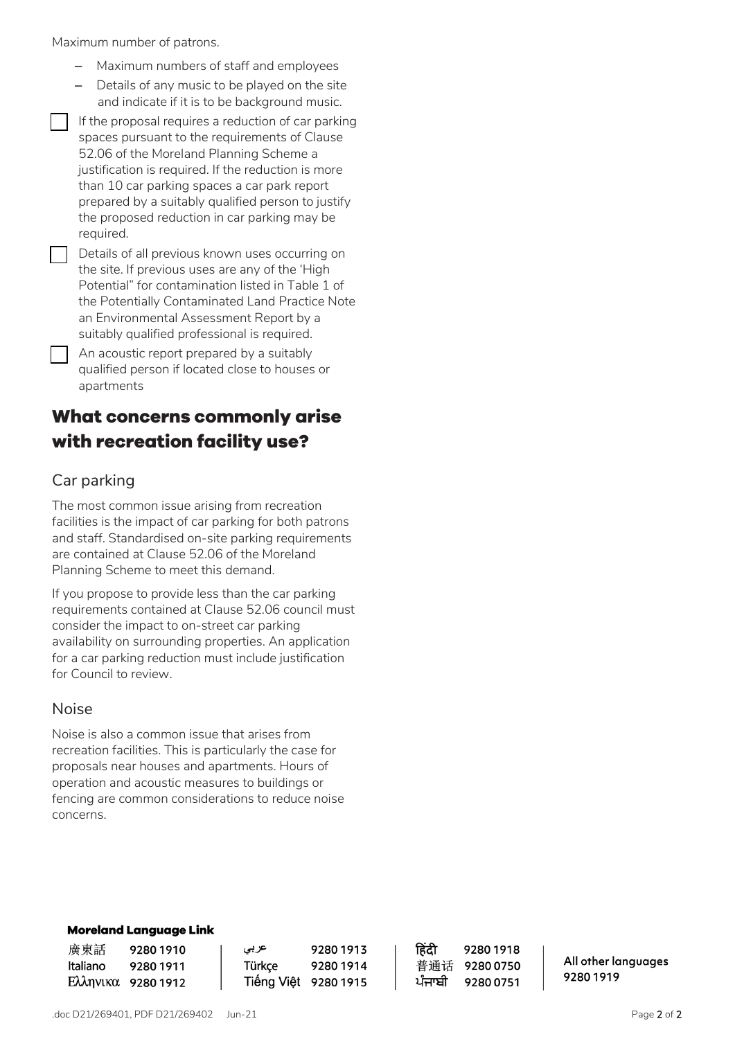Maximum number of patrons.

- Maximum numbers of staff and employees
- Details of any music to be played on the site and indicate if it is to be background music.

☐ If the proposal requires a reduction of car parking spaces pursuant to the requirements of Clause 52.06 of the Moreland Planning Scheme a justification is required. If the reduction is more than 10 car parking spaces a car park report prepared by a suitably qualified person to justify the proposed reduction in car parking may be required.

☐ Details of all previous known uses occurring on the site. If previous uses are any of the 'High Potential" for contamination listed in Table 1 of the Potentially Contaminated Land Practice Note an Environmental Assessment Report by a suitably qualified professional is required.

☐ An acoustic report prepared by a suitably qualified person if located close to houses or apartments

## What concerns commonly arise with recreation facility use?

### Car parking

The most common issue arising from recreation facilities is the impact of car parking for both patrons and staff. Standardised on-site parking requirements are contained at Clause 52.06 of the Moreland Planning Scheme to meet this demand.

If you propose to provide less than the car parking requirements contained at Clause 52.06 council must consider the impact to on-street car parking availability on surrounding properties. An application for a car parking reduction must include justification for Council to review.

### Noise

Noise is also a common issue that arises from recreation facilities. This is particularly the case for proposals near houses and apartments. Hours of operation and acoustic measures to buildings or fencing are common considerations to reduce noise concerns.

**Moreland Language Link**

| | | | | | | |
|---|---|---|---|---|---|---|
| 廣東話 | 9280 1910 | عربي | 9280 1913 | हिंदी | 9280 1918 | All other languages 9280 1919 |
| Italiano | 9280 1911 | Türkçe | 9280 1914 | 普通话 | 9280 0750 | |
| Ελληνικά | 9280 1912 | Tiếng Việt | 9280 1915 | ਪੰਜਾਬੀ | 9280 0751 | |

.doc D21/269401, PDF D21/269402 Jun-21